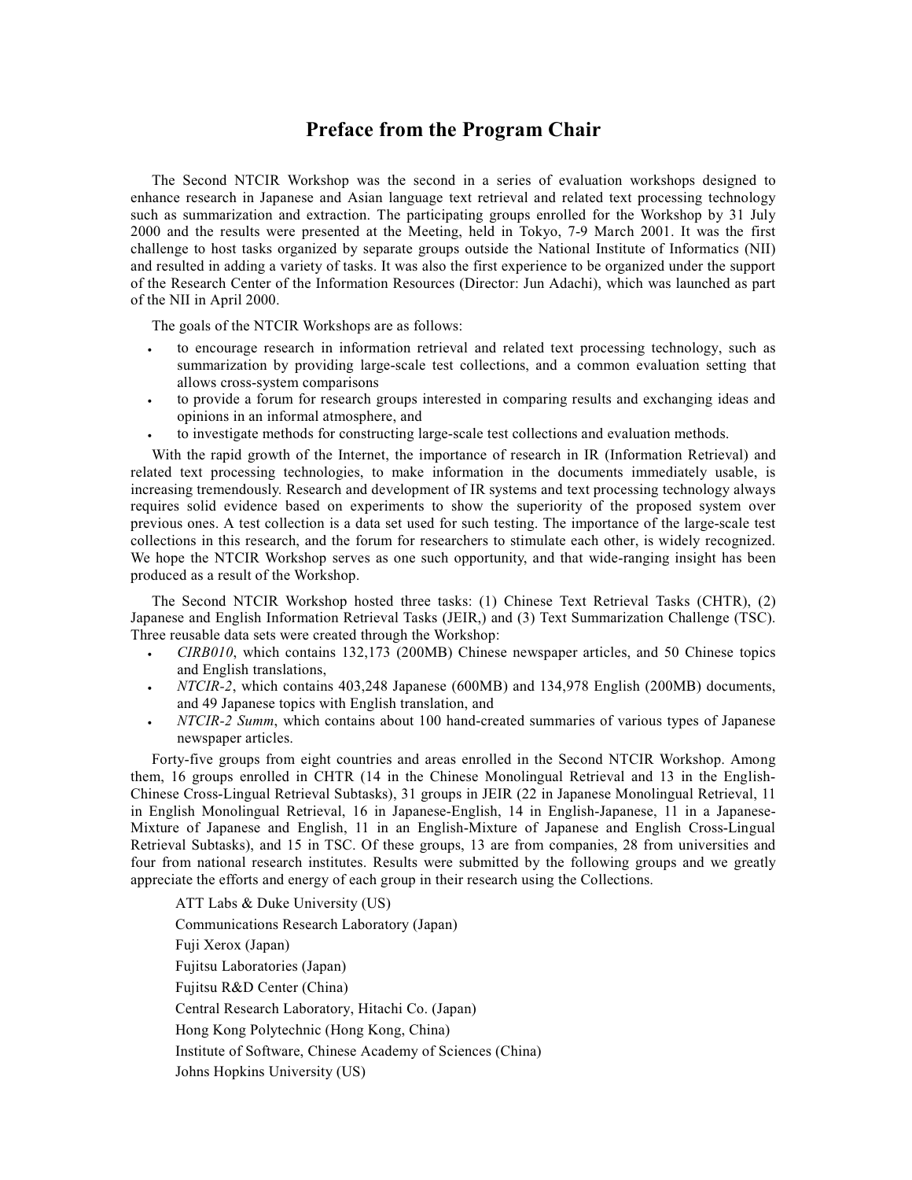# Preface from the Program Chair

The Second NTCIR Workshop was the second in a series of evaluation workshops designed to enhance research in Japanese and Asian language text retrieval and related text processing technology such as summarization and extraction. The participating groups enrolled for the Workshop by 31 July 2000 and the results were presented at the Meeting, held in Tokyo, 7-9 March 2001. It was the first challenge to host tasks organized by separate groups outside the National Institute of Informatics (NII) and resulted in adding a variety of tasks. It was also the first experience to be organized under the support of the Research Center of the Information Resources (Director: Jun Adachi), which was launched as part of the NII in April 2000.

The goals of the NTCIR Workshops are as follows:

- to encourage research in information retrieval and related text processing technology, such as summarization by providing large-scale test collections, and a common evaluation setting that allows cross-system comparisons
- to provide a forum for research groups interested in comparing results and exchanging ideas and opinions in an informal atmosphere, and
- to investigate methods for constructing large-scale test collections and evaluation methods.

With the rapid growth of the Internet, the importance of research in IR (Information Retrieval) and related text processing technologies, to make information in the documents immediately usable, is increasing tremendously. Research and development of IR systems and text processing technology always requires solid evidence based on experiments to show the superiority of the proposed system over previous ones. A test collection is a data set used for such testing. The importance of the large-scale test collections in this research, and the forum for researchers to stimulate each other, is widely recognized. We hope the NTCIR Workshop serves as one such opportunity, and that wide-ranging insight has been produced as a result of the Workshop.

The Second NTCIR Workshop hosted three tasks: (1) Chinese Text Retrieval Tasks (CHTR), (2) Japanese and English Information Retrieval Tasks (JEIR,) and (3) Text Summarization Challenge (TSC). Three reusable data sets were created through the Workshop:

- *CIRB010*, which contains 132,173 (200MB) Chinese newspaper articles, and 50 Chinese topics and English translations,
- *NTCIR-2*, which contains 403,248 Japanese (600MB) and 134,978 English (200MB) documents, and 49 Japanese topics with English translation, and
- *NTCIR-2 Summ*, which contains about 100 hand-created summaries of various types of Japanese newspaper articles.

Forty-five groups from eight countries and areas enrolled in the Second NTCIR Workshop. Among them, 16 groups enrolled in CHTR (14 in the Chinese Monolingual Retrieval and 13 in the English-Chinese Cross-Lingual Retrieval Subtasks), 31 groups in JEIR (22 in Japanese Monolingual Retrieval, 11 in English Monolingual Retrieval, 16 in Japanese-English, 14 in English-Japanese, 11 in a Japanese-Mixture of Japanese and English, 11 in an English-Mixture of Japanese and English Cross-Lingual Retrieval Subtasks), and 15 in TSC. Of these groups, 13 are from companies, 28 from universities and four from national research institutes. Results were submitted by the following groups and we greatly appreciate the efforts and energy of each group in their research using the Collections.

ATT Labs & Duke University (US)

Communications Research Laboratory (Japan)

Fuji Xerox (Japan)

Fujitsu Laboratories (Japan)

Fujitsu R&D Center (China)

Central Research Laboratory, Hitachi Co. (Japan)

Hong Kong Polytechnic (Hong Kong, China)

Institute of Software, Chinese Academy of Sciences (China)

Johns Hopkins University (US)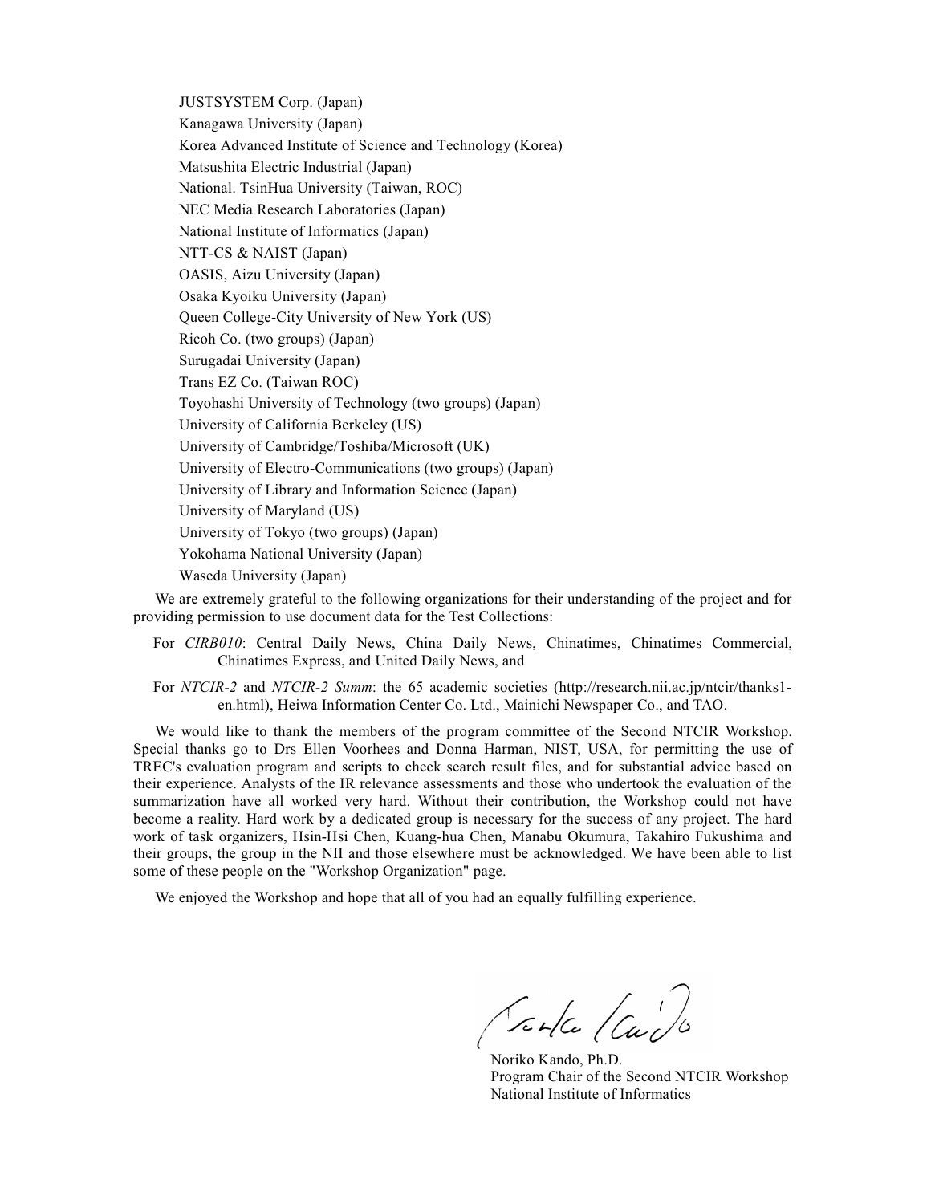JUSTSYSTEM Corp. (Japan)
Kanagawa University (Japan)
Korea Advanced Institute of Science and Technology (Korea)
Matsushita Electric Industrial (Japan)
National. TsinHua University (Taiwan, ROC)
NEC Media Research Laboratories (Japan)
National Institute of Informatics (Japan)
NTT-CS & NAIST (Japan)
OASIS, Aizu University (Japan)
Osaka Kyoiku University (Japan)
Queen College-City University of New York (US)
Ricoh Co. (two groups) (Japan)
Surugadai University (Japan)
Trans EZ Co. (Taiwan ROC)
Toyohashi University of Technology (two groups) (Japan)
University of California Berkeley (US)
University of Cambridge/Toshiba/Microsoft (UK)
University of Electro-Communications (two groups) (Japan)
University of Library and Information Science (Japan)
University of Maryland (US)
University of Tokyo (two groups) (Japan)
Yokohama National University (Japan)
Waseda University (Japan)

We are extremely grateful to the following organizations for their understanding of the project and for providing permission to use document data for the Test Collections:

For *CIRB010*: Central Daily News, China Daily News, Chinatimes, Chinatimes Commercial, Chinatimes Express, and United Daily News, and

For *NTCIR-2* and *NTCIR-2 Summ*: the 65 academic societies (http://research.nii.ac.jp/ntcir/thanks1-en.html), Heiwa Information Center Co. Ltd., Mainichi Newspaper Co., and TAO.

We would like to thank the members of the program committee of the Second NTCIR Workshop. Special thanks go to Drs Ellen Voorhees and Donna Harman, NIST, USA, for permitting the use of TREC's evaluation program and scripts to check search result files, and for substantial advice based on their experience. Analysts of the IR relevance assessments and those who undertook the evaluation of the summarization have all worked very hard. Without their contribution, the Workshop could not have become a reality. Hard work by a dedicated group is necessary for the success of any project. The hard work of task organizers, Hsin-Hsi Chen, Kuang-hua Chen, Manabu Okumura, Takahiro Fukushima and their groups, the group in the NII and those elsewhere must be acknowledged. We have been able to list some of these people on the "Workshop Organization" page.

We enjoyed the Workshop and hope that all of you had an equally fulfilling experience.

Noriko Kando, Ph.D.
Program Chair of the Second NTCIR Workshop
National Institute of Informatics